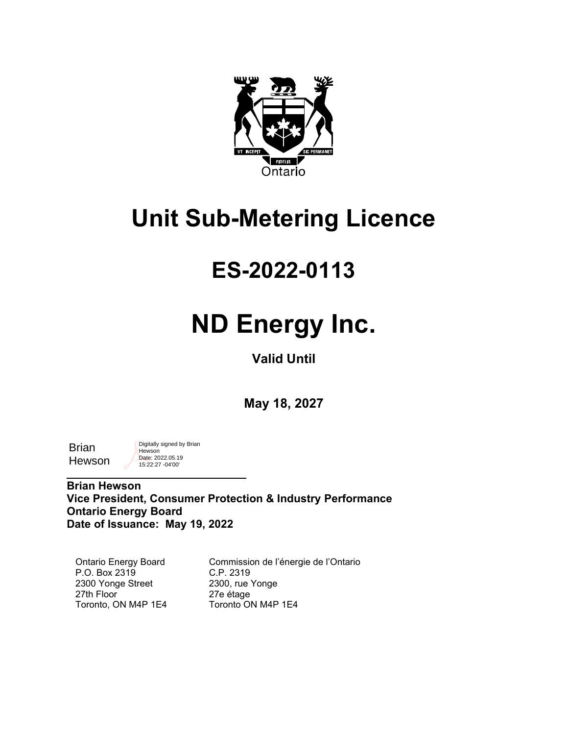Ontario

# Unit Sub-Metering Licence

## ES-2022-0113

# ND Energy Inc.

**Valid Until**

**May 18, 2027**

Brian Hewson

Digitally signed by Brian Hewson
Date: 2022.05.19 15:22:27 -04'00'

**Brian Hewson**
**Vice President, Consumer Protection & Industry Performance**
**Ontario Energy Board**
**Date of Issuance: May 19, 2022**

Ontario Energy Board
P.O. Box 2319
2300 Yonge Street
27th Floor
Toronto, ON M4P 1E4

Commission de l'énergie de l'Ontario
C.P. 2319
2300, rue Yonge
27e étage
Toronto ON M4P 1E4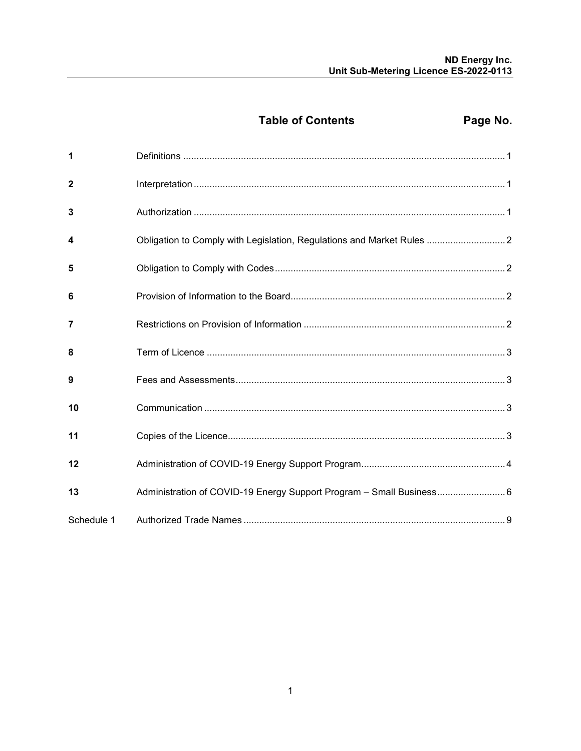# Table of Contents

| | | Page No. |
|---|---|---|
| **1** | Definitions | 1 |
| **2** | Interpretation | 1 |
| **3** | Authorization | 1 |
| **4** | Obligation to Comply with Legislation, Regulations and Market Rules | 2 |
| **5** | Obligation to Comply with Codes | 2 |
| **6** | Provision of Information to the Board | 2 |
| **7** | Restrictions on Provision of Information | 2 |
| **8** | Term of Licence | 3 |
| **9** | Fees and Assessments | 3 |
| **10** | Communication | 3 |
| **11** | Copies of the Licence | 3 |
| **12** | Administration of COVID-19 Energy Support Program | 4 |
| **13** | Administration of COVID-19 Energy Support Program – Small Business | 6 |
| Schedule 1 | Authorized Trade Names | 9 |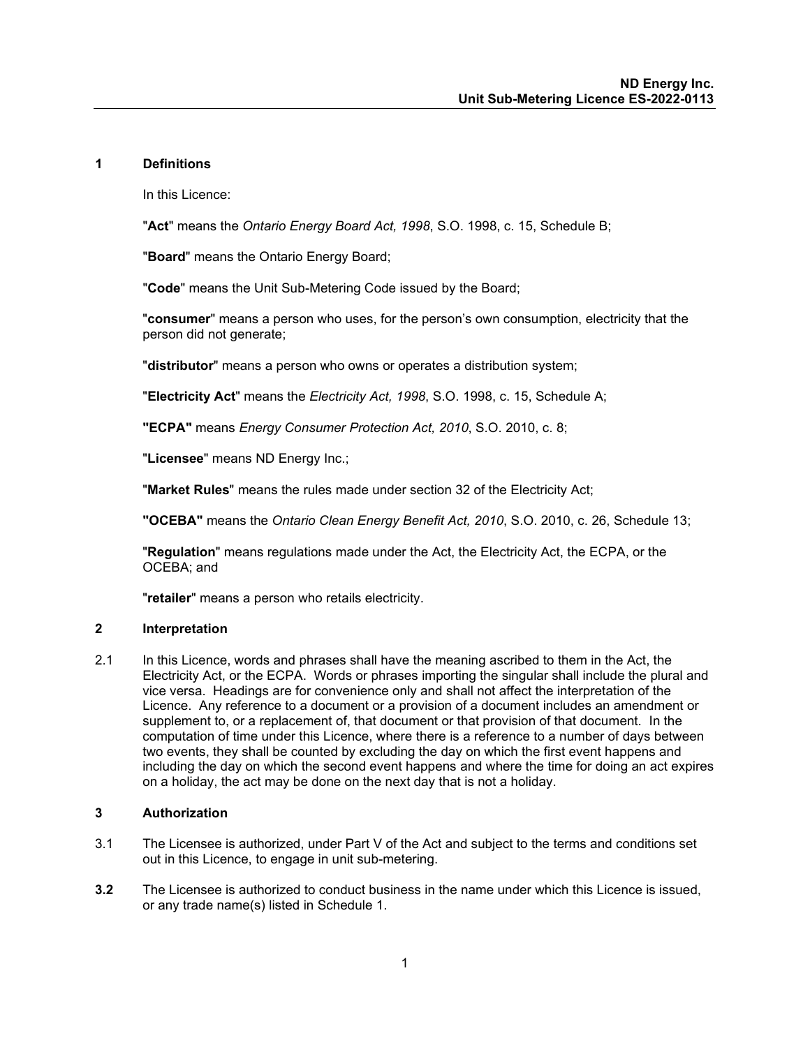## 1 Definitions

In this Licence:

"**Act**" means the *Ontario Energy Board Act, 1998*, S.O. 1998, c. 15, Schedule B;

"**Board**" means the Ontario Energy Board;

"**Code**" means the Unit Sub-Metering Code issued by the Board;

"**consumer**" means a person who uses, for the person's own consumption, electricity that the person did not generate;

"**distributor**" means a person who owns or operates a distribution system;

"**Electricity Act**" means the *Electricity Act, 1998*, S.O. 1998, c. 15, Schedule A;

**"ECPA"** means *Energy Consumer Protection Act, 2010*, S.O. 2010, c. 8;

"**Licensee**" means ND Energy Inc.;

"**Market Rules**" means the rules made under section 32 of the Electricity Act;

**"OCEBA"** means the *Ontario Clean Energy Benefit Act, 2010*, S.O. 2010, c. 26, Schedule 13;

"**Regulation**" means regulations made under the Act, the Electricity Act, the ECPA, or the OCEBA; and

"**retailer**" means a person who retails electricity.

## 2 Interpretation

2.1 In this Licence, words and phrases shall have the meaning ascribed to them in the Act, the Electricity Act, or the ECPA. Words or phrases importing the singular shall include the plural and vice versa. Headings are for convenience only and shall not affect the interpretation of the Licence. Any reference to a document or a provision of a document includes an amendment or supplement to, or a replacement of, that document or that provision of that document. In the computation of time under this Licence, where there is a reference to a number of days between two events, they shall be counted by excluding the day on which the first event happens and including the day on which the second event happens and where the time for doing an act expires on a holiday, the act may be done on the next day that is not a holiday.

## 3 Authorization

3.1 The Licensee is authorized, under Part V of the Act and subject to the terms and conditions set out in this Licence, to engage in unit sub-metering.

**3.2** The Licensee is authorized to conduct business in the name under which this Licence is issued, or any trade name(s) listed in Schedule 1.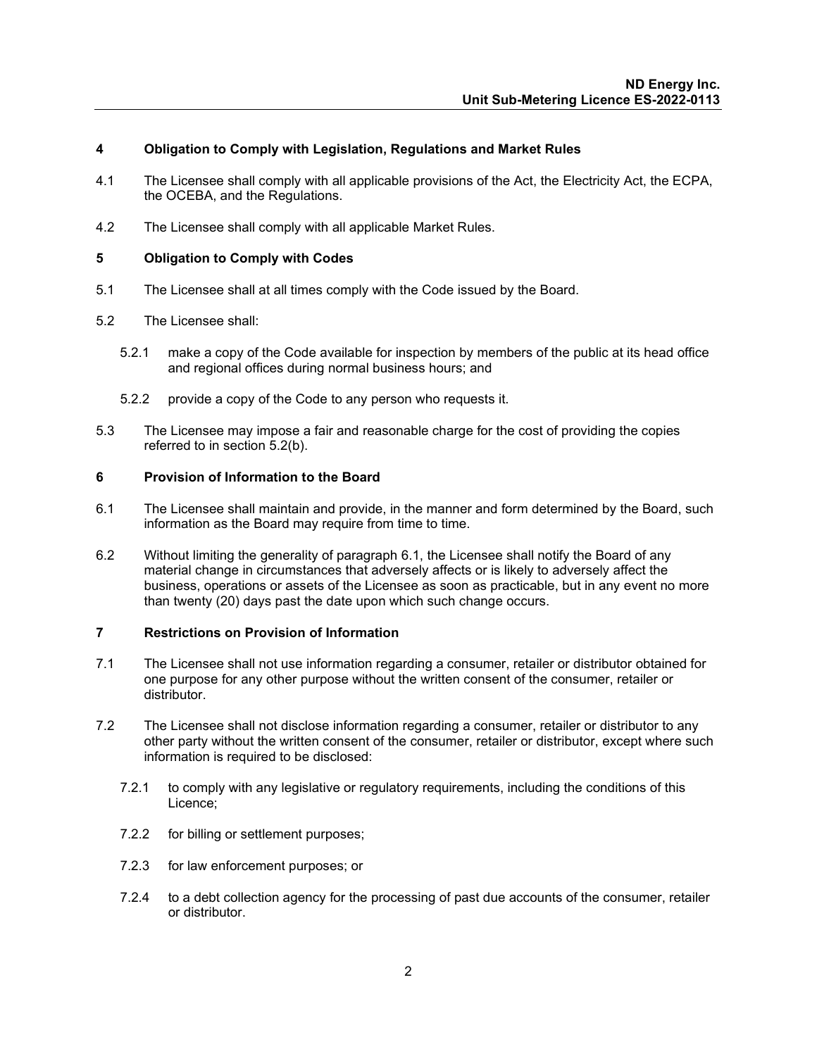## 4 Obligation to Comply with Legislation, Regulations and Market Rules

4.1 The Licensee shall comply with all applicable provisions of the Act, the Electricity Act, the ECPA, the OCEBA, and the Regulations.

4.2 The Licensee shall comply with all applicable Market Rules.

## 5 Obligation to Comply with Codes

5.1 The Licensee shall at all times comply with the Code issued by the Board.

5.2 The Licensee shall:

5.2.1 make a copy of the Code available for inspection by members of the public at its head office and regional offices during normal business hours; and

5.2.2 provide a copy of the Code to any person who requests it.

5.3 The Licensee may impose a fair and reasonable charge for the cost of providing the copies referred to in section 5.2(b).

## 6 Provision of Information to the Board

6.1 The Licensee shall maintain and provide, in the manner and form determined by the Board, such information as the Board may require from time to time.

6.2 Without limiting the generality of paragraph 6.1, the Licensee shall notify the Board of any material change in circumstances that adversely affects or is likely to adversely affect the business, operations or assets of the Licensee as soon as practicable, but in any event no more than twenty (20) days past the date upon which such change occurs.

## 7 Restrictions on Provision of Information

7.1 The Licensee shall not use information regarding a consumer, retailer or distributor obtained for one purpose for any other purpose without the written consent of the consumer, retailer or distributor.

7.2 The Licensee shall not disclose information regarding a consumer, retailer or distributor to any other party without the written consent of the consumer, retailer or distributor, except where such information is required to be disclosed:

7.2.1 to comply with any legislative or regulatory requirements, including the conditions of this Licence;

7.2.2 for billing or settlement purposes;

7.2.3 for law enforcement purposes; or

7.2.4 to a debt collection agency for the processing of past due accounts of the consumer, retailer or distributor.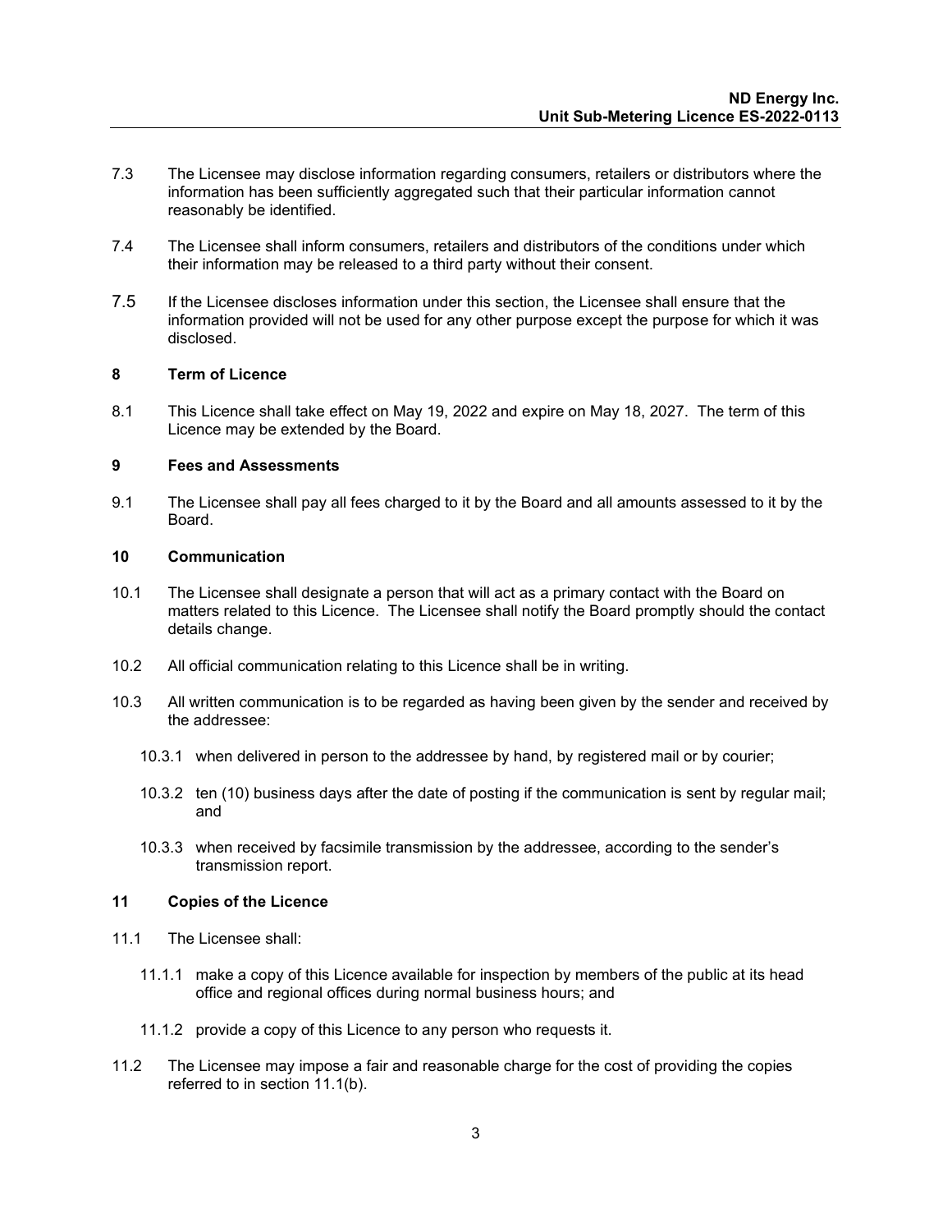7.3 The Licensee may disclose information regarding consumers, retailers or distributors where the information has been sufficiently aggregated such that their particular information cannot reasonably be identified.

7.4 The Licensee shall inform consumers, retailers and distributors of the conditions under which their information may be released to a third party without their consent.

7.5 If the Licensee discloses information under this section, the Licensee shall ensure that the information provided will not be used for any other purpose except the purpose for which it was disclosed.

## 8 Term of Licence

8.1 This Licence shall take effect on May 19, 2022 and expire on May 18, 2027. The term of this Licence may be extended by the Board.

## 9 Fees and Assessments

9.1 The Licensee shall pay all fees charged to it by the Board and all amounts assessed to it by the Board.

## 10 Communication

10.1 The Licensee shall designate a person that will act as a primary contact with the Board on matters related to this Licence. The Licensee shall notify the Board promptly should the contact details change.

10.2 All official communication relating to this Licence shall be in writing.

10.3 All written communication is to be regarded as having been given by the sender and received by the addressee:

10.3.1 when delivered in person to the addressee by hand, by registered mail or by courier;

10.3.2 ten (10) business days after the date of posting if the communication is sent by regular mail; and

10.3.3 when received by facsimile transmission by the addressee, according to the sender's transmission report.

## 11 Copies of the Licence

11.1 The Licensee shall:

11.1.1 make a copy of this Licence available for inspection by members of the public at its head office and regional offices during normal business hours; and

11.1.2 provide a copy of this Licence to any person who requests it.

11.2 The Licensee may impose a fair and reasonable charge for the cost of providing the copies referred to in section 11.1(b).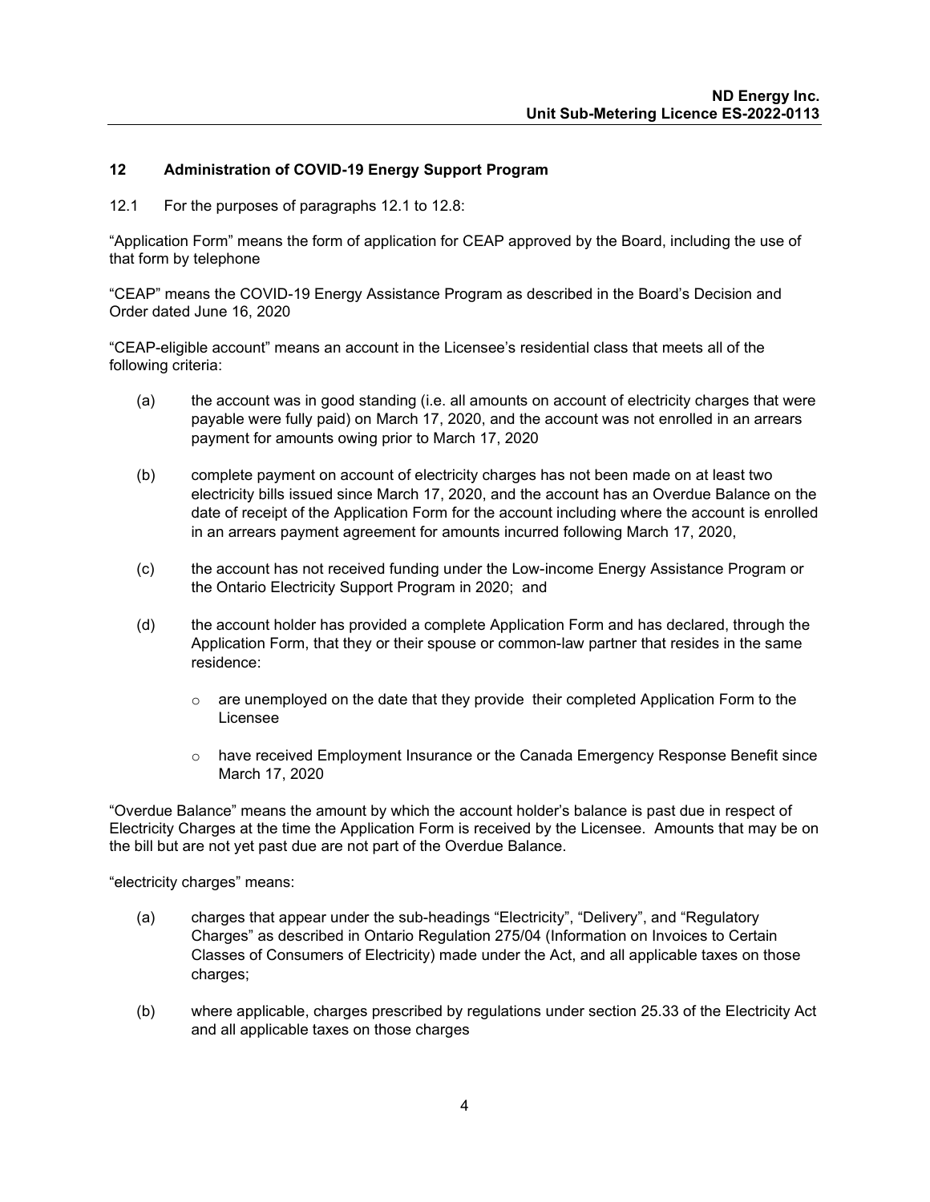## 12 Administration of COVID-19 Energy Support Program

12.1 For the purposes of paragraphs 12.1 to 12.8:

“Application Form” means the form of application for CEAP approved by the Board, including the use of that form by telephone

“CEAP” means the COVID-19 Energy Assistance Program as described in the Board’s Decision and Order dated June 16, 2020

“CEAP-eligible account” means an account in the Licensee’s residential class that meets all of the following criteria:

(a) the account was in good standing (i.e. all amounts on account of electricity charges that were payable were fully paid) on March 17, 2020, and the account was not enrolled in an arrears payment for amounts owing prior to March 17, 2020

(b) complete payment on account of electricity charges has not been made on at least two electricity bills issued since March 17, 2020, and the account has an Overdue Balance on the date of receipt of the Application Form for the account including where the account is enrolled in an arrears payment agreement for amounts incurred following March 17, 2020,

(c) the account has not received funding under the Low-income Energy Assistance Program or the Ontario Electricity Support Program in 2020; and

(d) the account holder has provided a complete Application Form and has declared, through the Application Form, that they or their spouse or common-law partner that resides in the same residence:

- are unemployed on the date that they provide their completed Application Form to the Licensee
- have received Employment Insurance or the Canada Emergency Response Benefit since March 17, 2020

“Overdue Balance” means the amount by which the account holder’s balance is past due in respect of Electricity Charges at the time the Application Form is received by the Licensee. Amounts that may be on the bill but are not yet past due are not part of the Overdue Balance.

“electricity charges” means:

(a) charges that appear under the sub-headings “Electricity”, “Delivery”, and “Regulatory Charges” as described in Ontario Regulation 275/04 (Information on Invoices to Certain Classes of Consumers of Electricity) made under the Act, and all applicable taxes on those charges;

(b) where applicable, charges prescribed by regulations under section 25.33 of the Electricity Act and all applicable taxes on those charges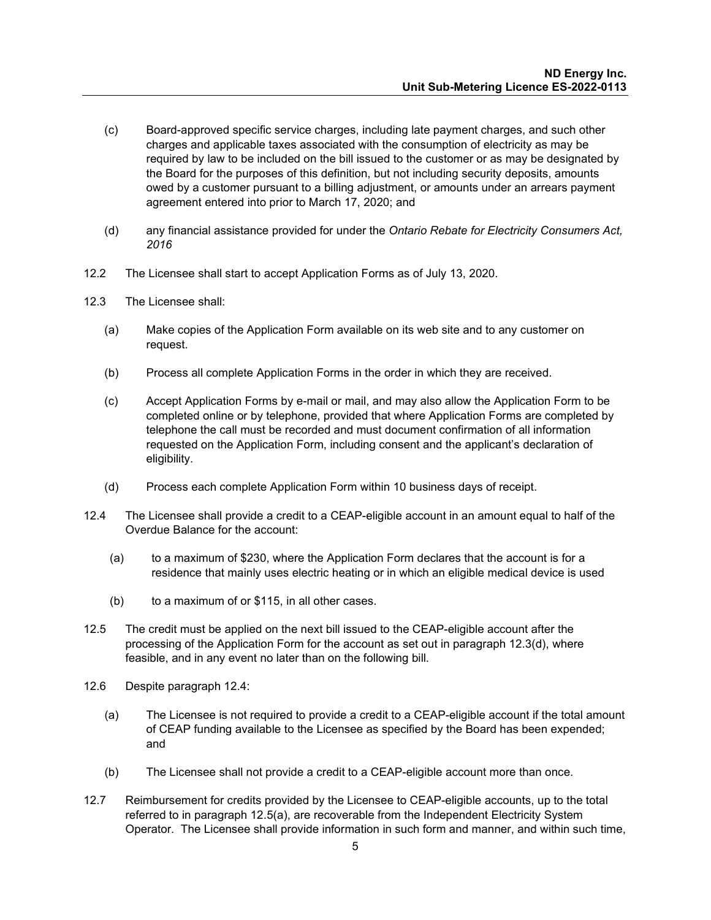(c) Board-approved specific service charges, including late payment charges, and such other charges and applicable taxes associated with the consumption of electricity as may be required by law to be included on the bill issued to the customer or as may be designated by the Board for the purposes of this definition, but not including security deposits, amounts owed by a customer pursuant to a billing adjustment, or amounts under an arrears payment agreement entered into prior to March 17, 2020; and

(d) any financial assistance provided for under the *Ontario Rebate for Electricity Consumers Act, 2016*

12.2 The Licensee shall start to accept Application Forms as of July 13, 2020.

12.3 The Licensee shall:

(a) Make copies of the Application Form available on its web site and to any customer on request.

(b) Process all complete Application Forms in the order in which they are received.

(c) Accept Application Forms by e-mail or mail, and may also allow the Application Form to be completed online or by telephone, provided that where Application Forms are completed by telephone the call must be recorded and must document confirmation of all information requested on the Application Form, including consent and the applicant's declaration of eligibility.

(d) Process each complete Application Form within 10 business days of receipt.

12.4 The Licensee shall provide a credit to a CEAP-eligible account in an amount equal to half of the Overdue Balance for the account:

(a) to a maximum of $230, where the Application Form declares that the account is for a residence that mainly uses electric heating or in which an eligible medical device is used

(b) to a maximum of or $115, in all other cases.

12.5 The credit must be applied on the next bill issued to the CEAP-eligible account after the processing of the Application Form for the account as set out in paragraph 12.3(d), where feasible, and in any event no later than on the following bill.

12.6 Despite paragraph 12.4:

(a) The Licensee is not required to provide a credit to a CEAP-eligible account if the total amount of CEAP funding available to the Licensee as specified by the Board has been expended; and

(b) The Licensee shall not provide a credit to a CEAP-eligible account more than once.

12.7 Reimbursement for credits provided by the Licensee to CEAP-eligible accounts, up to the total referred to in paragraph 12.5(a), are recoverable from the Independent Electricity System Operator. The Licensee shall provide information in such form and manner, and within such time,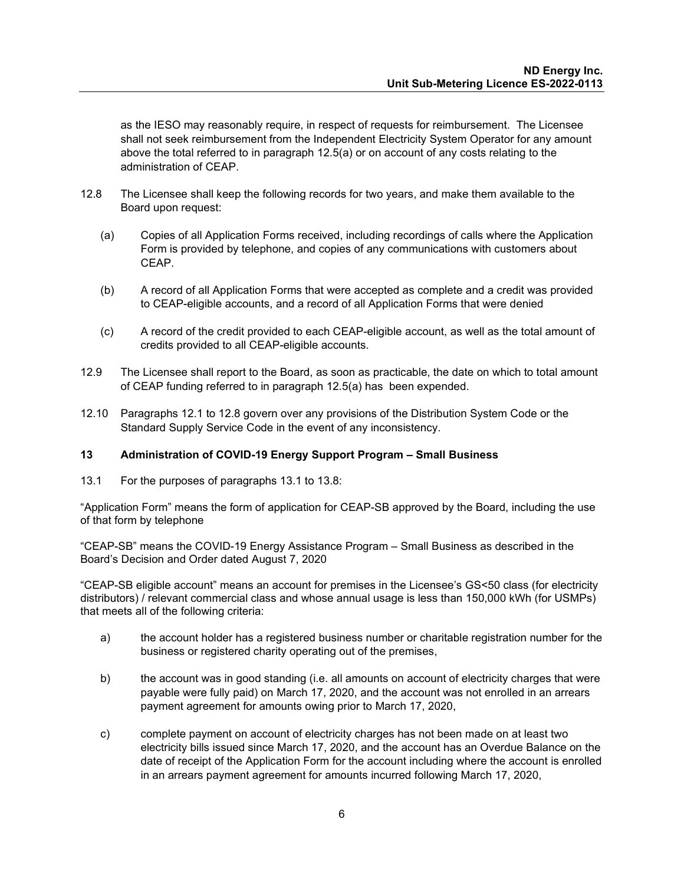as the IESO may reasonably require, in respect of requests for reimbursement. The Licensee shall not seek reimbursement from the Independent Electricity System Operator for any amount above the total referred to in paragraph 12.5(a) or on account of any costs relating to the administration of CEAP.

12.8 The Licensee shall keep the following records for two years, and make them available to the Board upon request:

(a) Copies of all Application Forms received, including recordings of calls where the Application Form is provided by telephone, and copies of any communications with customers about CEAP.

(b) A record of all Application Forms that were accepted as complete and a credit was provided to CEAP-eligible accounts, and a record of all Application Forms that were denied

(c) A record of the credit provided to each CEAP-eligible account, as well as the total amount of credits provided to all CEAP-eligible accounts.

12.9 The Licensee shall report to the Board, as soon as practicable, the date on which to total amount of CEAP funding referred to in paragraph 12.5(a) has been expended.

12.10 Paragraphs 12.1 to 12.8 govern over any provisions of the Distribution System Code or the Standard Supply Service Code in the event of any inconsistency.

## 13 Administration of COVID-19 Energy Support Program – Small Business

13.1 For the purposes of paragraphs 13.1 to 13.8:

"Application Form" means the form of application for CEAP-SB approved by the Board, including the use of that form by telephone

"CEAP-SB" means the COVID-19 Energy Assistance Program – Small Business as described in the Board's Decision and Order dated August 7, 2020

"CEAP-SB eligible account" means an account for premises in the Licensee's GS<50 class (for electricity distributors) / relevant commercial class and whose annual usage is less than 150,000 kWh (for USMPs) that meets all of the following criteria:

a) the account holder has a registered business number or charitable registration number for the business or registered charity operating out of the premises,

b) the account was in good standing (i.e. all amounts on account of electricity charges that were payable were fully paid) on March 17, 2020, and the account was not enrolled in an arrears payment agreement for amounts owing prior to March 17, 2020,

c) complete payment on account of electricity charges has not been made on at least two electricity bills issued since March 17, 2020, and the account has an Overdue Balance on the date of receipt of the Application Form for the account including where the account is enrolled in an arrears payment agreement for amounts incurred following March 17, 2020,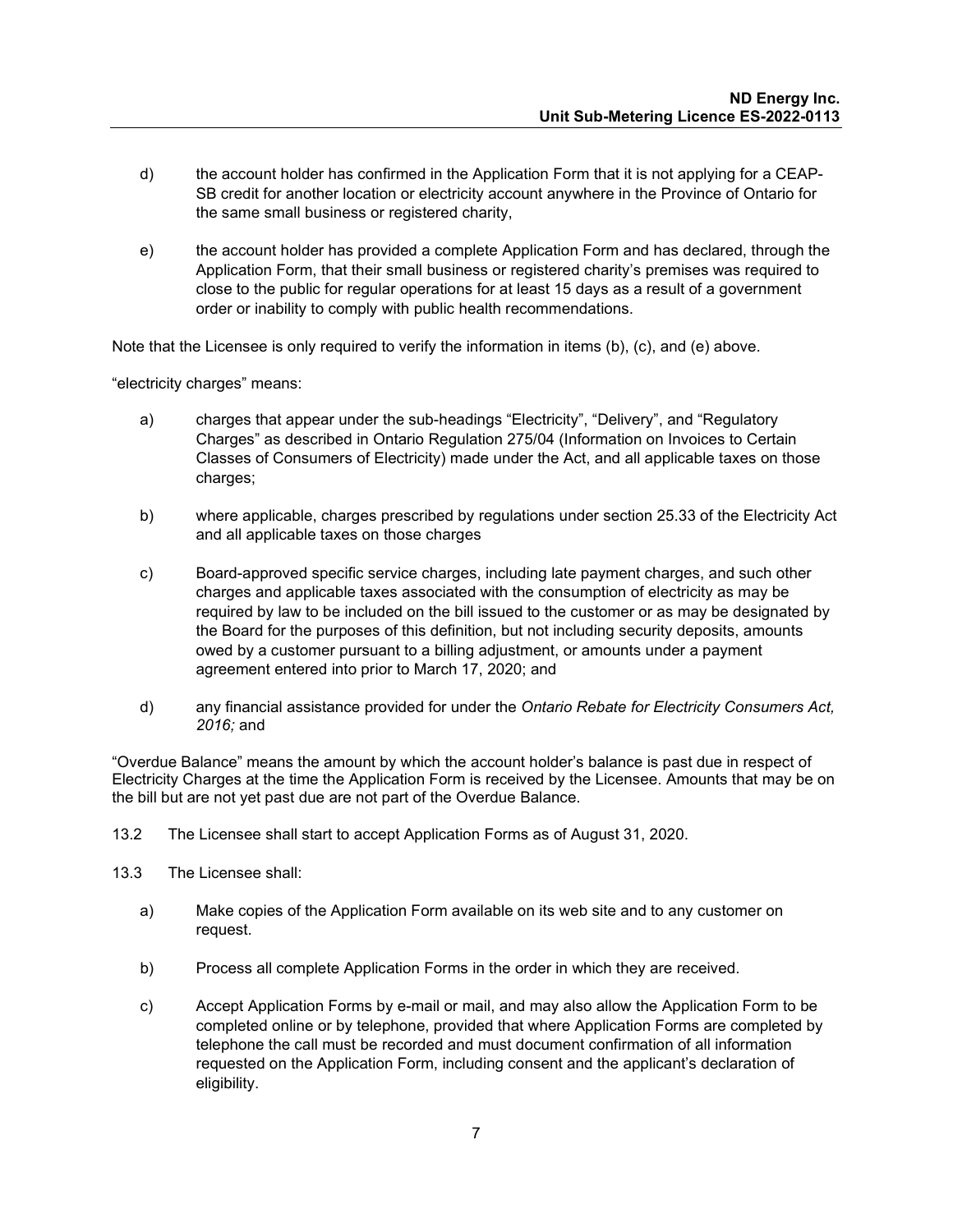d) the account holder has confirmed in the Application Form that it is not applying for a CEAP-SB credit for another location or electricity account anywhere in the Province of Ontario for the same small business or registered charity,

e) the account holder has provided a complete Application Form and has declared, through the Application Form, that their small business or registered charity's premises was required to close to the public for regular operations for at least 15 days as a result of a government order or inability to comply with public health recommendations.

Note that the Licensee is only required to verify the information in items (b), (c), and (e) above.

"electricity charges" means:

a) charges that appear under the sub-headings "Electricity", "Delivery", and "Regulatory Charges" as described in Ontario Regulation 275/04 (Information on Invoices to Certain Classes of Consumers of Electricity) made under the Act, and all applicable taxes on those charges;

b) where applicable, charges prescribed by regulations under section 25.33 of the Electricity Act and all applicable taxes on those charges

c) Board-approved specific service charges, including late payment charges, and such other charges and applicable taxes associated with the consumption of electricity as may be required by law to be included on the bill issued to the customer or as may be designated by the Board for the purposes of this definition, but not including security deposits, amounts owed by a customer pursuant to a billing adjustment, or amounts under a payment agreement entered into prior to March 17, 2020; and

d) any financial assistance provided for under the *Ontario Rebate for Electricity Consumers Act, 2016;* and

"Overdue Balance" means the amount by which the account holder's balance is past due in respect of Electricity Charges at the time the Application Form is received by the Licensee. Amounts that may be on the bill but are not yet past due are not part of the Overdue Balance.

13.2 The Licensee shall start to accept Application Forms as of August 31, 2020.

13.3 The Licensee shall:

a) Make copies of the Application Form available on its web site and to any customer on request.

b) Process all complete Application Forms in the order in which they are received.

c) Accept Application Forms by e-mail or mail, and may also allow the Application Form to be completed online or by telephone, provided that where Application Forms are completed by telephone the call must be recorded and must document confirmation of all information requested on the Application Form, including consent and the applicant's declaration of eligibility.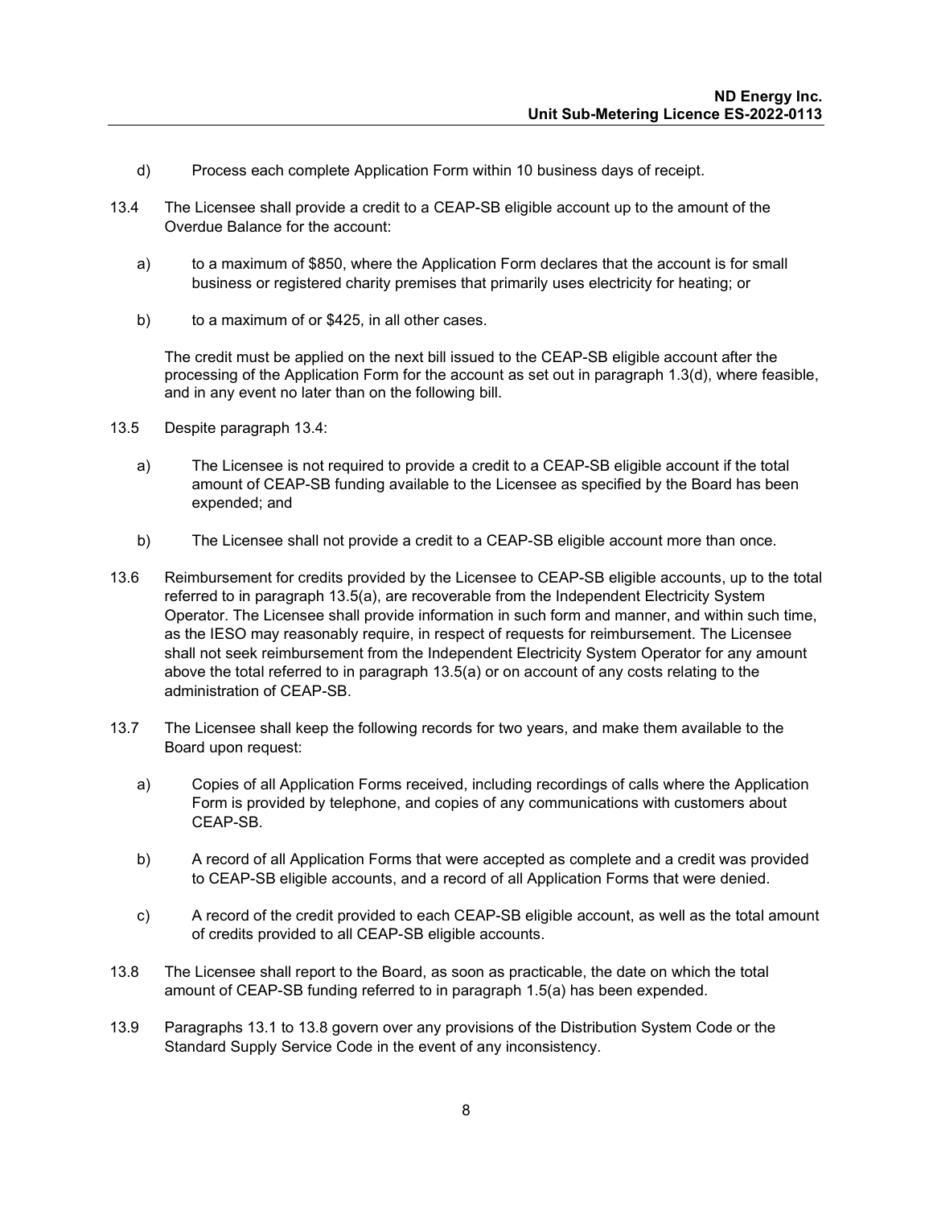d) Process each complete Application Form within 10 business days of receipt.

13.4 The Licensee shall provide a credit to a CEAP-SB eligible account up to the amount of the Overdue Balance for the account:

a) to a maximum of $850, where the Application Form declares that the account is for small business or registered charity premises that primarily uses electricity for heating; or

b) to a maximum of or $425, in all other cases.

The credit must be applied on the next bill issued to the CEAP-SB eligible account after the processing of the Application Form for the account as set out in paragraph 1.3(d), where feasible, and in any event no later than on the following bill.

13.5 Despite paragraph 13.4:

a) The Licensee is not required to provide a credit to a CEAP-SB eligible account if the total amount of CEAP-SB funding available to the Licensee as specified by the Board has been expended; and

b) The Licensee shall not provide a credit to a CEAP-SB eligible account more than once.

13.6 Reimbursement for credits provided by the Licensee to CEAP-SB eligible accounts, up to the total referred to in paragraph 13.5(a), are recoverable from the Independent Electricity System Operator. The Licensee shall provide information in such form and manner, and within such time, as the IESO may reasonably require, in respect of requests for reimbursement. The Licensee shall not seek reimbursement from the Independent Electricity System Operator for any amount above the total referred to in paragraph 13.5(a) or on account of any costs relating to the administration of CEAP-SB.

13.7 The Licensee shall keep the following records for two years, and make them available to the Board upon request:

a) Copies of all Application Forms received, including recordings of calls where the Application Form is provided by telephone, and copies of any communications with customers about CEAP-SB.

b) A record of all Application Forms that were accepted as complete and a credit was provided to CEAP-SB eligible accounts, and a record of all Application Forms that were denied.

c) A record of the credit provided to each CEAP-SB eligible account, as well as the total amount of credits provided to all CEAP-SB eligible accounts.

13.8 The Licensee shall report to the Board, as soon as practicable, the date on which the total amount of CEAP-SB funding referred to in paragraph 1.5(a) has been expended.

13.9 Paragraphs 13.1 to 13.8 govern over any provisions of the Distribution System Code or the Standard Supply Service Code in the event of any inconsistency.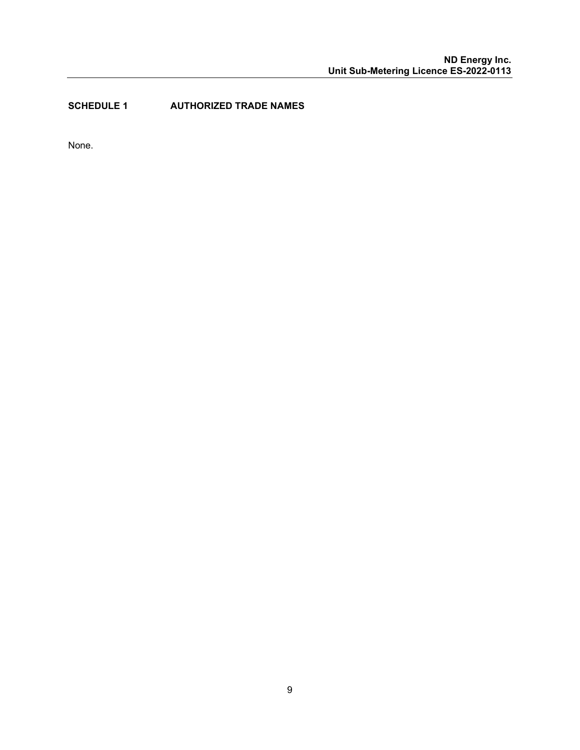## SCHEDULE 1 AUTHORIZED TRADE NAMES

None.